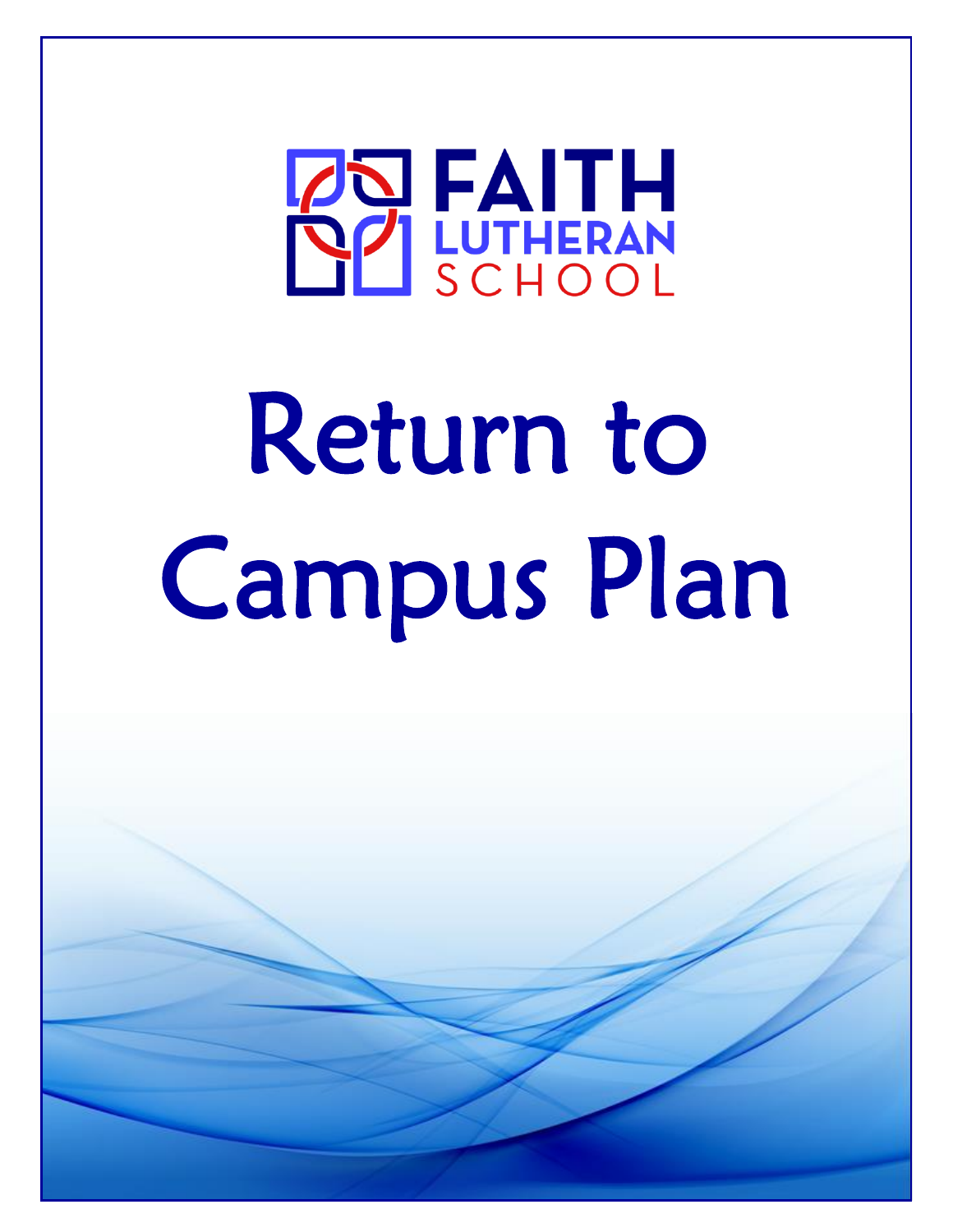FAITH LUTHERAN SCHOOL

# Return to Campus Plan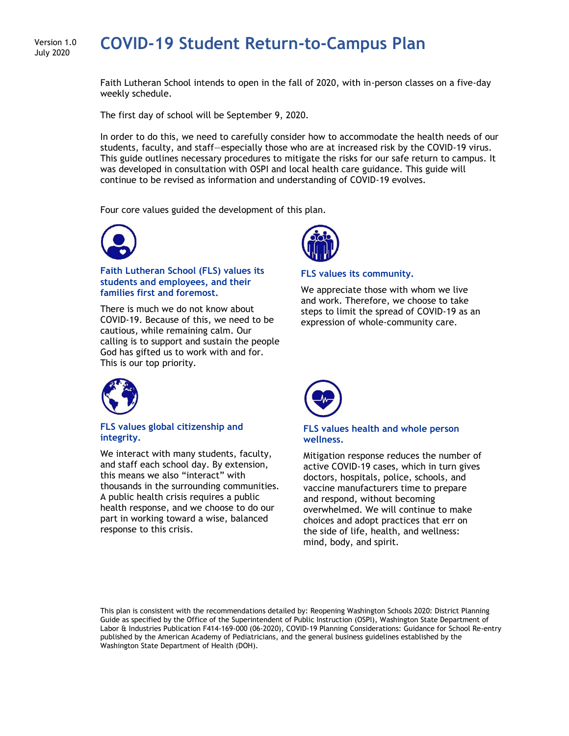Version 1.0
July 2020

# COVID-19 Student Return-to-Campus Plan

Faith Lutheran School intends to open in the fall of 2020, with in-person classes on a five-day weekly schedule.

The first day of school will be September 9, 2020.

In order to do this, we need to carefully consider how to accommodate the health needs of our students, faculty, and staff—especially those who are at increased risk by the COVID-19 virus. This guide outlines necessary procedures to mitigate the risks for our safe return to campus. It was developed in consultation with OSPI and local health care guidance. This guide will continue to be revised as information and understanding of COVID-19 evolves.

Four core values guided the development of this plan.

### Faith Lutheran School (FLS) values its students and employees, and their families first and foremost.

There is much we do not know about COVID-19. Because of this, we need to be cautious, while remaining calm. Our calling is to support and sustain the people God has gifted us to work with and for. This is our top priority.

### FLS values its community.

We appreciate those with whom we live and work. Therefore, we choose to take steps to limit the spread of COVID-19 as an expression of whole-community care.

### FLS values global citizenship and integrity.

We interact with many students, faculty, and staff each school day. By extension, this means we also "interact" with thousands in the surrounding communities. A public health crisis requires a public health response, and we choose to do our part in working toward a wise, balanced response to this crisis.

### FLS values health and whole person wellness.

Mitigation response reduces the number of active COVID-19 cases, which in turn gives doctors, hospitals, police, schools, and vaccine manufacturers time to prepare and respond, without becoming overwhelmed. We will continue to make choices and adopt practices that err on the side of life, health, and wellness: mind, body, and spirit.

This plan is consistent with the recommendations detailed by: Reopening Washington Schools 2020: District Planning Guide as specified by the Office of the Superintendent of Public Instruction (OSPI), Washington State Department of Labor & Industries Publication F414-169-000 (06-2020), COVID-19 Planning Considerations: Guidance for School Re-entry published by the American Academy of Pediatricians, and the general business guidelines established by the Washington State Department of Health (DOH).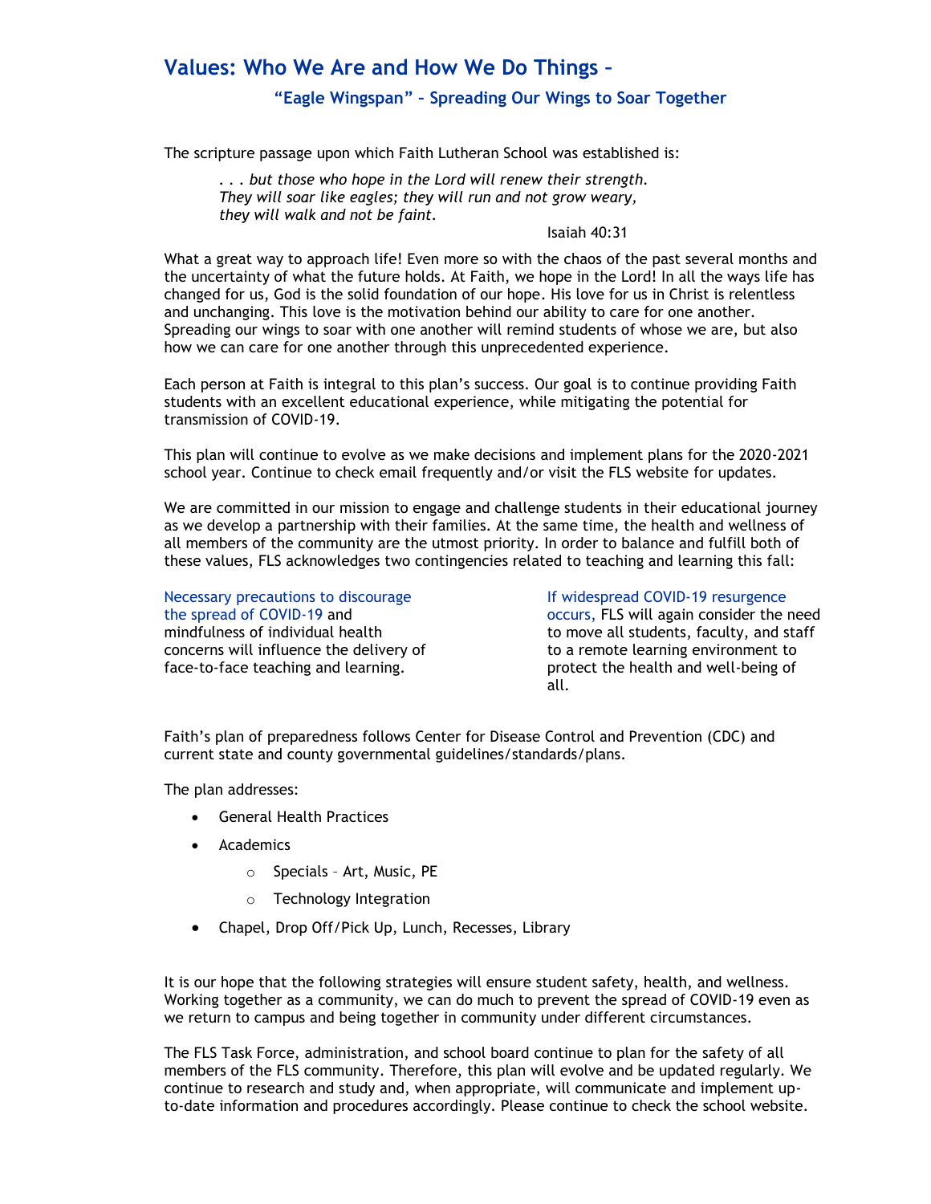## Values: Who We Are and How We Do Things –

### "Eagle Wingspan" – Spreading Our Wings to Soar Together

The scripture passage upon which Faith Lutheran School was established is:

> *. . . but those who hope in the Lord will renew their strength.*
> *They will soar like eagles; they will run and not grow weary,*
> *they will walk and not be faint.*
>
> Isaiah 40:31

What a great way to approach life! Even more so with the chaos of the past several months and the uncertainty of what the future holds. At Faith, we hope in the Lord! In all the ways life has changed for us, God is the solid foundation of our hope. His love for us in Christ is relentless and unchanging. This love is the motivation behind our ability to care for one another. Spreading our wings to soar with one another will remind students of whose we are, but also how we can care for one another through this unprecedented experience.

Each person at Faith is integral to this plan's success. Our goal is to continue providing Faith students with an excellent educational experience, while mitigating the potential for transmission of COVID-19.

This plan will continue to evolve as we make decisions and implement plans for the 2020-2021 school year. Continue to check email frequently and/or visit the FLS website for updates.

We are committed in our mission to engage and challenge students in their educational journey as we develop a partnership with their families. At the same time, the health and wellness of all members of the community are the utmost priority. In order to balance and fulfill both of these values, FLS acknowledges two contingencies related to teaching and learning this fall:

Necessary precautions to discourage the spread of COVID-19 and mindfulness of individual health concerns will influence the delivery of face-to-face teaching and learning.

If widespread COVID-19 resurgence occurs, FLS will again consider the need to move all students, faculty, and staff to a remote learning environment to protect the health and well-being of all.

Faith's plan of preparedness follows Center for Disease Control and Prevention (CDC) and current state and county governmental guidelines/standards/plans.

The plan addresses:

- General Health Practices
- Academics
  - Specials – Art, Music, PE
  - Technology Integration
- Chapel, Drop Off/Pick Up, Lunch, Recesses, Library

It is our hope that the following strategies will ensure student safety, health, and wellness. Working together as a community, we can do much to prevent the spread of COVID-19 even as we return to campus and being together in community under different circumstances.

The FLS Task Force, administration, and school board continue to plan for the safety of all members of the FLS community. Therefore, this plan will evolve and be updated regularly. We continue to research and study and, when appropriate, will communicate and implement up-to-date information and procedures accordingly. Please continue to check the school website.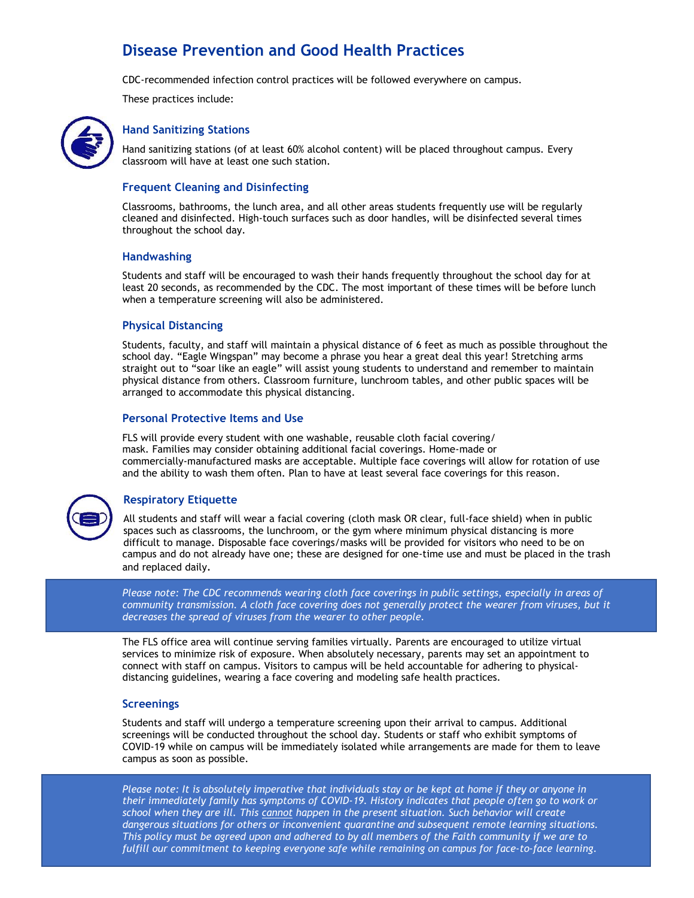# Disease Prevention and Good Health Practices

CDC-recommended infection control practices will be followed everywhere on campus.

These practices include:

### Hand Sanitizing Stations

Hand sanitizing stations (of at least 60% alcohol content) will be placed throughout campus. Every classroom will have at least one such station.

### Frequent Cleaning and Disinfecting

Classrooms, bathrooms, the lunch area, and all other areas students frequently use will be regularly cleaned and disinfected. High-touch surfaces such as door handles, will be disinfected several times throughout the school day.

### Handwashing

Students and staff will be encouraged to wash their hands frequently throughout the school day for at least 20 seconds, as recommended by the CDC. The most important of these times will be before lunch when a temperature screening will also be administered.

### Physical Distancing

Students, faculty, and staff will maintain a physical distance of 6 feet as much as possible throughout the school day. "Eagle Wingspan" may become a phrase you hear a great deal this year! Stretching arms straight out to "soar like an eagle" will assist young students to understand and remember to maintain physical distance from others. Classroom furniture, lunchroom tables, and other public spaces will be arranged to accommodate this physical distancing.

### Personal Protective Items and Use

FLS will provide every student with one washable, reusable cloth facial covering/ mask. Families may consider obtaining additional facial coverings. Home-made or commercially-manufactured masks are acceptable. Multiple face coverings will allow for rotation of use and the ability to wash them often. Plan to have at least several face coverings for this reason.

### Respiratory Etiquette

All students and staff will wear a facial covering (cloth mask OR clear, full-face shield) when in public spaces such as classrooms, the lunchroom, or the gym where minimum physical distancing is more difficult to manage. Disposable face coverings/masks will be provided for visitors who need to be on campus and do not already have one; these are designed for one-time use and must be placed in the trash and replaced daily.

*Please note: The CDC recommends wearing cloth face coverings in public settings, especially in areas of community transmission. A cloth face covering does not generally protect the wearer from viruses, but it decreases the spread of viruses from the wearer to other people.*

The FLS office area will continue serving families virtually. Parents are encouraged to utilize virtual services to minimize risk of exposure. When absolutely necessary, parents may set an appointment to connect with staff on campus. Visitors to campus will be held accountable for adhering to physical-distancing guidelines, wearing a face covering and modeling safe health practices.

### Screenings

Students and staff will undergo a temperature screening upon their arrival to campus. Additional screenings will be conducted throughout the school day. Students or staff who exhibit symptoms of COVID-19 while on campus will be immediately isolated while arrangements are made for them to leave campus as soon as possible.

*Please note: It is absolutely imperative that individuals stay or be kept at home if they or anyone in their immediately family has symptoms of COVID-19. History indicates that people often go to work or school when they are ill. This cannot happen in the present situation. Such behavior will create dangerous situations for others or inconvenient quarantine and subsequent remote learning situations. This policy must be agreed upon and adhered to by all members of the Faith community if we are to fulfill our commitment to keeping everyone safe while remaining on campus for face-to-face learning.*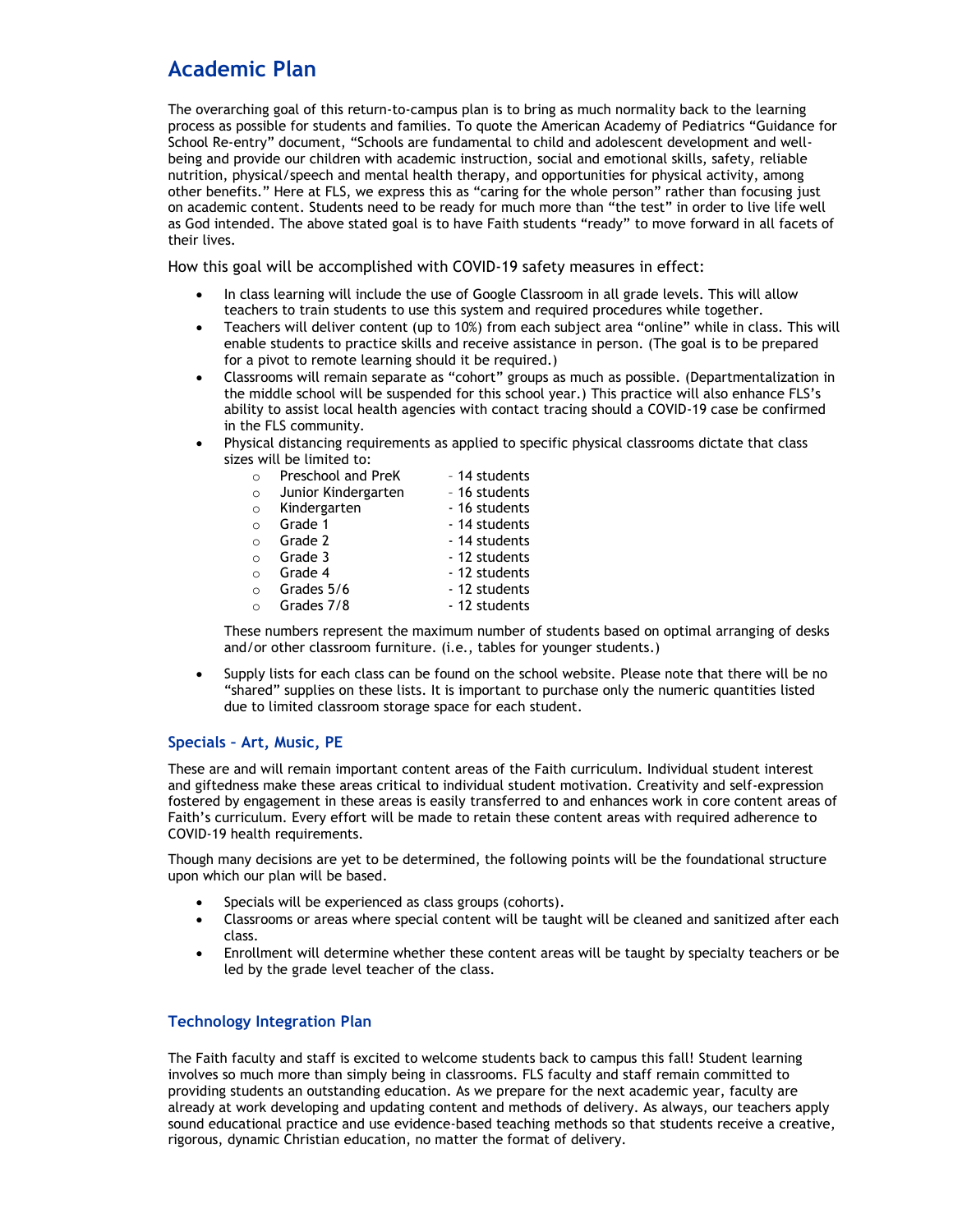## Academic Plan

The overarching goal of this return-to-campus plan is to bring as much normality back to the learning process as possible for students and families. To quote the American Academy of Pediatrics "Guidance for School Re-entry" document, "Schools are fundamental to child and adolescent development and well-being and provide our children with academic instruction, social and emotional skills, safety, reliable nutrition, physical/speech and mental health therapy, and opportunities for physical activity, among other benefits." Here at FLS, we express this as "caring for the whole person" rather than focusing just on academic content. Students need to be ready for much more than "the test" in order to live life well as God intended. The above stated goal is to have Faith students "ready" to move forward in all facets of their lives.

How this goal will be accomplished with COVID-19 safety measures in effect:

- In class learning will include the use of Google Classroom in all grade levels. This will allow teachers to train students to use this system and required procedures while together.
- Teachers will deliver content (up to 10%) from each subject area "online" while in class. This will enable students to practice skills and receive assistance in person. (The goal is to be prepared for a pivot to remote learning should it be required.)
- Classrooms will remain separate as "cohort" groups as much as possible. (Departmentalization in the middle school will be suspended for this school year.) This practice will also enhance FLS's ability to assist local health agencies with contact tracing should a COVID-19 case be confirmed in the FLS community.
- Physical distancing requirements as applied to specific physical classrooms dictate that class sizes will be limited to:
  - Preschool and PreK – 14 students
  - Junior Kindergarten – 16 students
  - Kindergarten - 16 students
  - Grade 1 - 14 students
  - Grade 2 - 14 students
  - Grade 3 - 12 students
  - Grade 4 - 12 students
  - Grades 5/6 - 12 students
  - Grades 7/8 - 12 students

  These numbers represent the maximum number of students based on optimal arranging of desks and/or other classroom furniture. (i.e., tables for younger students.)

- Supply lists for each class can be found on the school website. Please note that there will be no "shared" supplies on these lists. It is important to purchase only the numeric quantities listed due to limited classroom storage space for each student.

### Specials – Art, Music, PE

These are and will remain important content areas of the Faith curriculum. Individual student interest and giftedness make these areas critical to individual student motivation. Creativity and self-expression fostered by engagement in these areas is easily transferred to and enhances work in core content areas of Faith's curriculum. Every effort will be made to retain these content areas with required adherence to COVID-19 health requirements.

Though many decisions are yet to be determined, the following points will be the foundational structure upon which our plan will be based.

- Specials will be experienced as class groups (cohorts).
- Classrooms or areas where special content will be taught will be cleaned and sanitized after each class.
- Enrollment will determine whether these content areas will be taught by specialty teachers or be led by the grade level teacher of the class.

### Technology Integration Plan

The Faith faculty and staff is excited to welcome students back to campus this fall! Student learning involves so much more than simply being in classrooms. FLS faculty and staff remain committed to providing students an outstanding education. As we prepare for the next academic year, faculty are already at work developing and updating content and methods of delivery. As always, our teachers apply sound educational practice and use evidence-based teaching methods so that students receive a creative, rigorous, dynamic Christian education, no matter the format of delivery.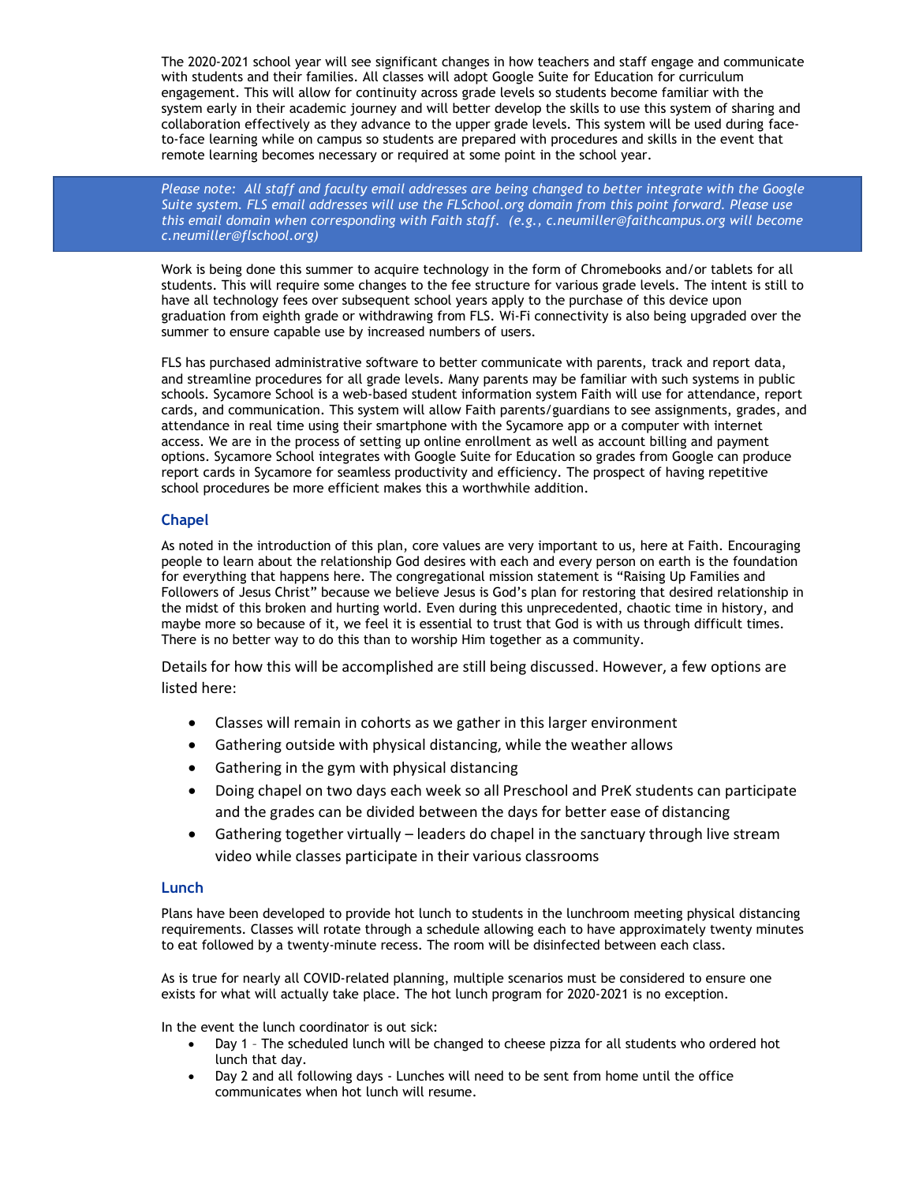The 2020-2021 school year will see significant changes in how teachers and staff engage and communicate with students and their families. All classes will adopt Google Suite for Education for curriculum engagement. This will allow for continuity across grade levels so students become familiar with the system early in their academic journey and will better develop the skills to use this system of sharing and collaboration effectively as they advance to the upper grade levels. This system will be used during face-to-face learning while on campus so students are prepared with procedures and skills in the event that remote learning becomes necessary or required at some point in the school year.

*Please note: All staff and faculty email addresses are being changed to better integrate with the Google Suite system. FLS email addresses will use the FLSchool.org domain from this point forward. Please use this email domain when corresponding with Faith staff. (e.g., c.neumiller@faithcampus.org will become c.neumiller@flschool.org)*

Work is being done this summer to acquire technology in the form of Chromebooks and/or tablets for all students. This will require some changes to the fee structure for various grade levels. The intent is still to have all technology fees over subsequent school years apply to the purchase of this device upon graduation from eighth grade or withdrawing from FLS. Wi-Fi connectivity is also being upgraded over the summer to ensure capable use by increased numbers of users.

FLS has purchased administrative software to better communicate with parents, track and report data, and streamline procedures for all grade levels. Many parents may be familiar with such systems in public schools. Sycamore School is a web-based student information system Faith will use for attendance, report cards, and communication. This system will allow Faith parents/guardians to see assignments, grades, and attendance in real time using their smartphone with the Sycamore app or a computer with internet access. We are in the process of setting up online enrollment as well as account billing and payment options. Sycamore School integrates with Google Suite for Education so grades from Google can produce report cards in Sycamore for seamless productivity and efficiency. The prospect of having repetitive school procedures be more efficient makes this a worthwhile addition.

### Chapel

As noted in the introduction of this plan, core values are very important to us, here at Faith. Encouraging people to learn about the relationship God desires with each and every person on earth is the foundation for everything that happens here. The congregational mission statement is "Raising Up Families and Followers of Jesus Christ" because we believe Jesus is God's plan for restoring that desired relationship in the midst of this broken and hurting world. Even during this unprecedented, chaotic time in history, and maybe more so because of it, we feel it is essential to trust that God is with us through difficult times. There is no better way to do this than to worship Him together as a community.

Details for how this will be accomplished are still being discussed. However, a few options are listed here:

- Classes will remain in cohorts as we gather in this larger environment
- Gathering outside with physical distancing, while the weather allows
- Gathering in the gym with physical distancing
- Doing chapel on two days each week so all Preschool and PreK students can participate and the grades can be divided between the days for better ease of distancing
- Gathering together virtually – leaders do chapel in the sanctuary through live stream video while classes participate in their various classrooms

### Lunch

Plans have been developed to provide hot lunch to students in the lunchroom meeting physical distancing requirements. Classes will rotate through a schedule allowing each to have approximately twenty minutes to eat followed by a twenty-minute recess. The room will be disinfected between each class.

As is true for nearly all COVID-related planning, multiple scenarios must be considered to ensure one exists for what will actually take place. The hot lunch program for 2020-2021 is no exception.

In the event the lunch coordinator is out sick:

- Day 1 – The scheduled lunch will be changed to cheese pizza for all students who ordered hot lunch that day.
- Day 2 and all following days - Lunches will need to be sent from home until the office communicates when hot lunch will resume.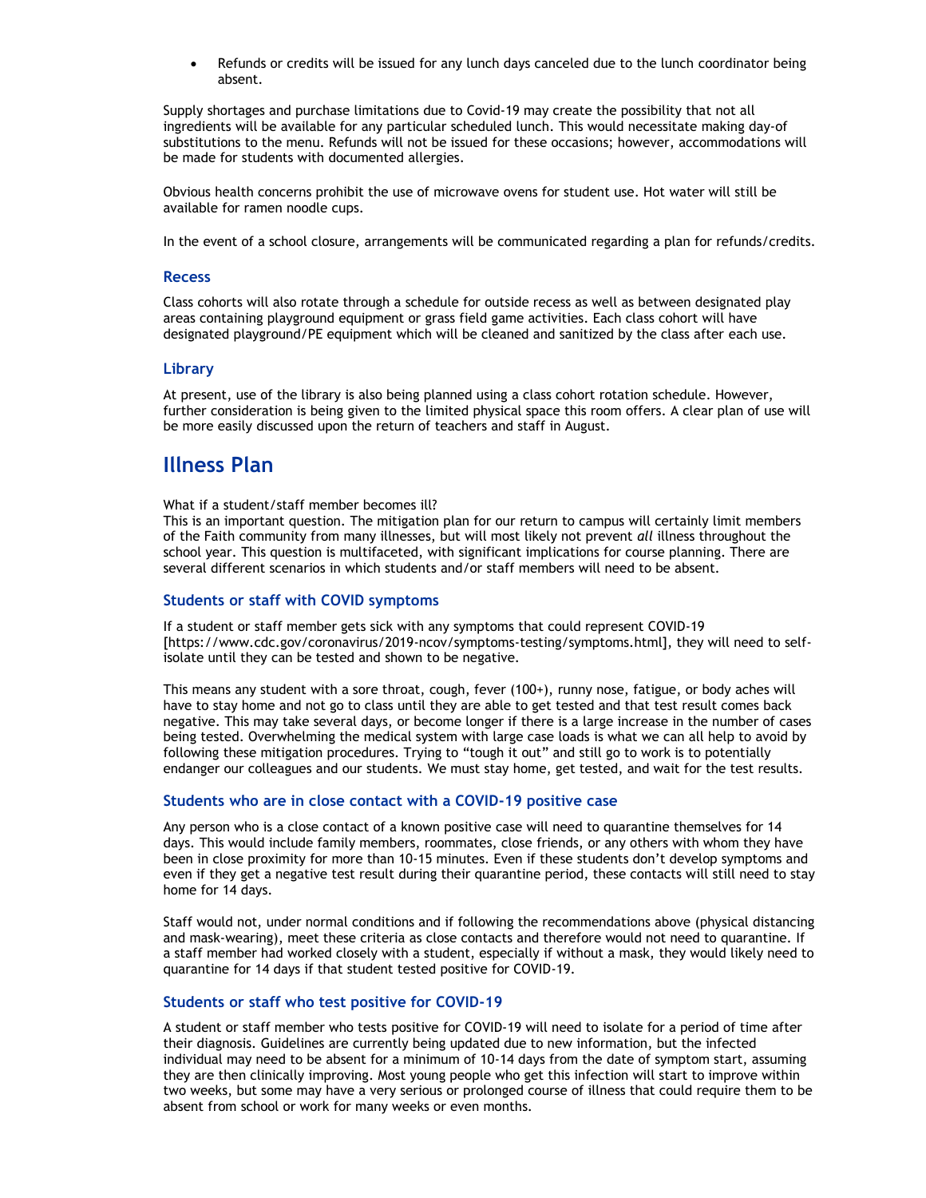- Refunds or credits will be issued for any lunch days canceled due to the lunch coordinator being absent.

Supply shortages and purchase limitations due to Covid-19 may create the possibility that not all ingredients will be available for any particular scheduled lunch. This would necessitate making day-of substitutions to the menu. Refunds will not be issued for these occasions; however, accommodations will be made for students with documented allergies.

Obvious health concerns prohibit the use of microwave ovens for student use. Hot water will still be available for ramen noodle cups.

In the event of a school closure, arrangements will be communicated regarding a plan for refunds/credits.

### Recess

Class cohorts will also rotate through a schedule for outside recess as well as between designated play areas containing playground equipment or grass field game activities. Each class cohort will have designated playground/PE equipment which will be cleaned and sanitized by the class after each use.

### Library

At present, use of the library is also being planned using a class cohort rotation schedule. However, further consideration is being given to the limited physical space this room offers. A clear plan of use will be more easily discussed upon the return of teachers and staff in August.

## Illness Plan

What if a student/staff member becomes ill?
This is an important question. The mitigation plan for our return to campus will certainly limit members of the Faith community from many illnesses, but will most likely not prevent *all* illness throughout the school year. This question is multifaceted, with significant implications for course planning. There are several different scenarios in which students and/or staff members will need to be absent.

### Students or staff with COVID symptoms

If a student or staff member gets sick with any symptoms that could represent COVID-19 [https://www.cdc.gov/coronavirus/2019-ncov/symptoms-testing/symptoms.html], they will need to self-isolate until they can be tested and shown to be negative.

This means any student with a sore throat, cough, fever (100+), runny nose, fatigue, or body aches will have to stay home and not go to class until they are able to get tested and that test result comes back negative. This may take several days, or become longer if there is a large increase in the number of cases being tested. Overwhelming the medical system with large case loads is what we can all help to avoid by following these mitigation procedures. Trying to “tough it out” and still go to work is to potentially endanger our colleagues and our students. We must stay home, get tested, and wait for the test results.

### Students who are in close contact with a COVID-19 positive case

Any person who is a close contact of a known positive case will need to quarantine themselves for 14 days. This would include family members, roommates, close friends, or any others with whom they have been in close proximity for more than 10-15 minutes. Even if these students don’t develop symptoms and even if they get a negative test result during their quarantine period, these contacts will still need to stay home for 14 days.

Staff would not, under normal conditions and if following the recommendations above (physical distancing and mask-wearing), meet these criteria as close contacts and therefore would not need to quarantine. If a staff member had worked closely with a student, especially if without a mask, they would likely need to quarantine for 14 days if that student tested positive for COVID-19.

### Students or staff who test positive for COVID-19

A student or staff member who tests positive for COVID-19 will need to isolate for a period of time after their diagnosis. Guidelines are currently being updated due to new information, but the infected individual may need to be absent for a minimum of 10-14 days from the date of symptom start, assuming they are then clinically improving. Most young people who get this infection will start to improve within two weeks, but some may have a very serious or prolonged course of illness that could require them to be absent from school or work for many weeks or even months.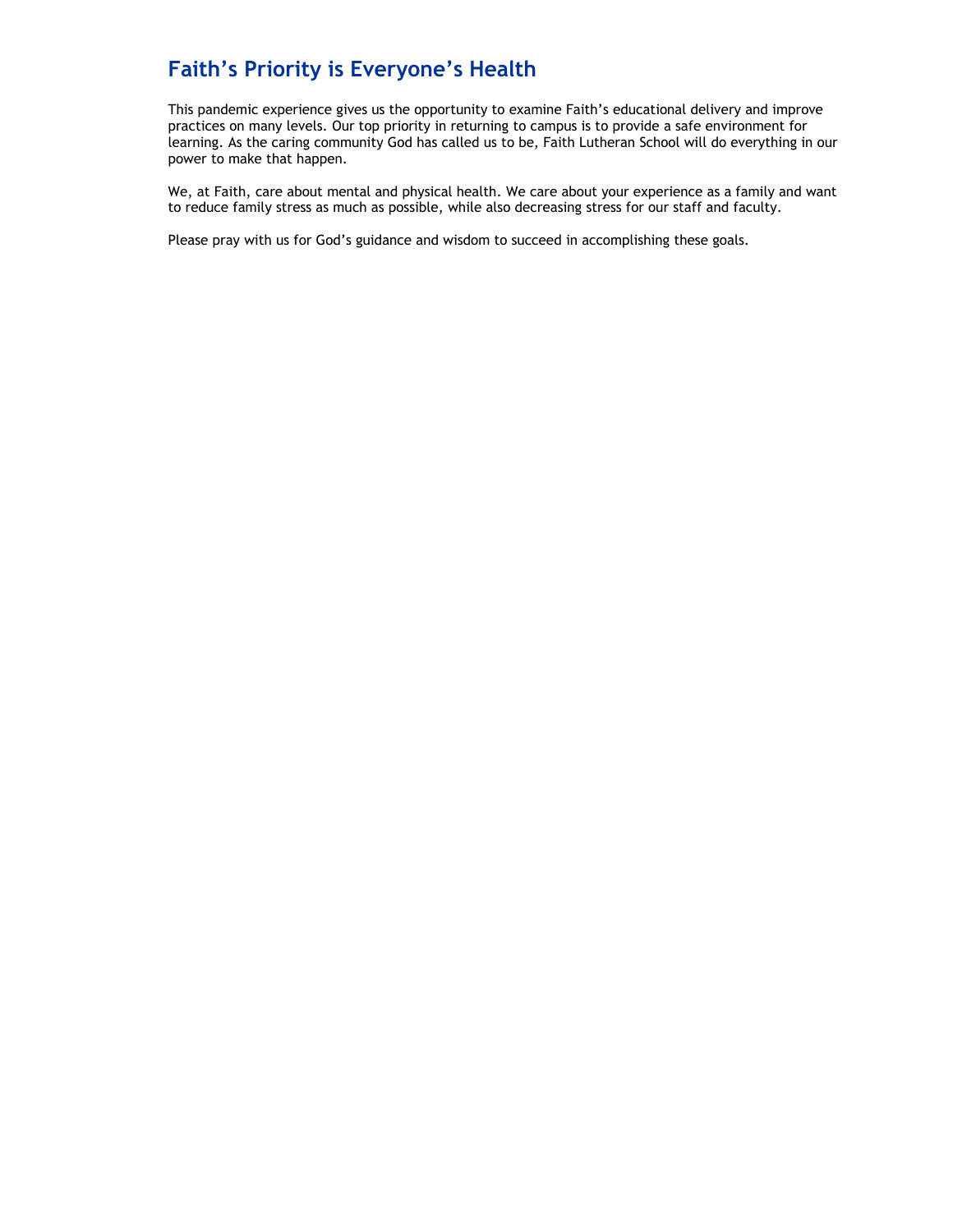## Faith's Priority is Everyone's Health

This pandemic experience gives us the opportunity to examine Faith's educational delivery and improve practices on many levels. Our top priority in returning to campus is to provide a safe environment for learning. As the caring community God has called us to be, Faith Lutheran School will do everything in our power to make that happen.

We, at Faith, care about mental and physical health. We care about your experience as a family and want to reduce family stress as much as possible, while also decreasing stress for our staff and faculty.

Please pray with us for God's guidance and wisdom to succeed in accomplishing these goals.